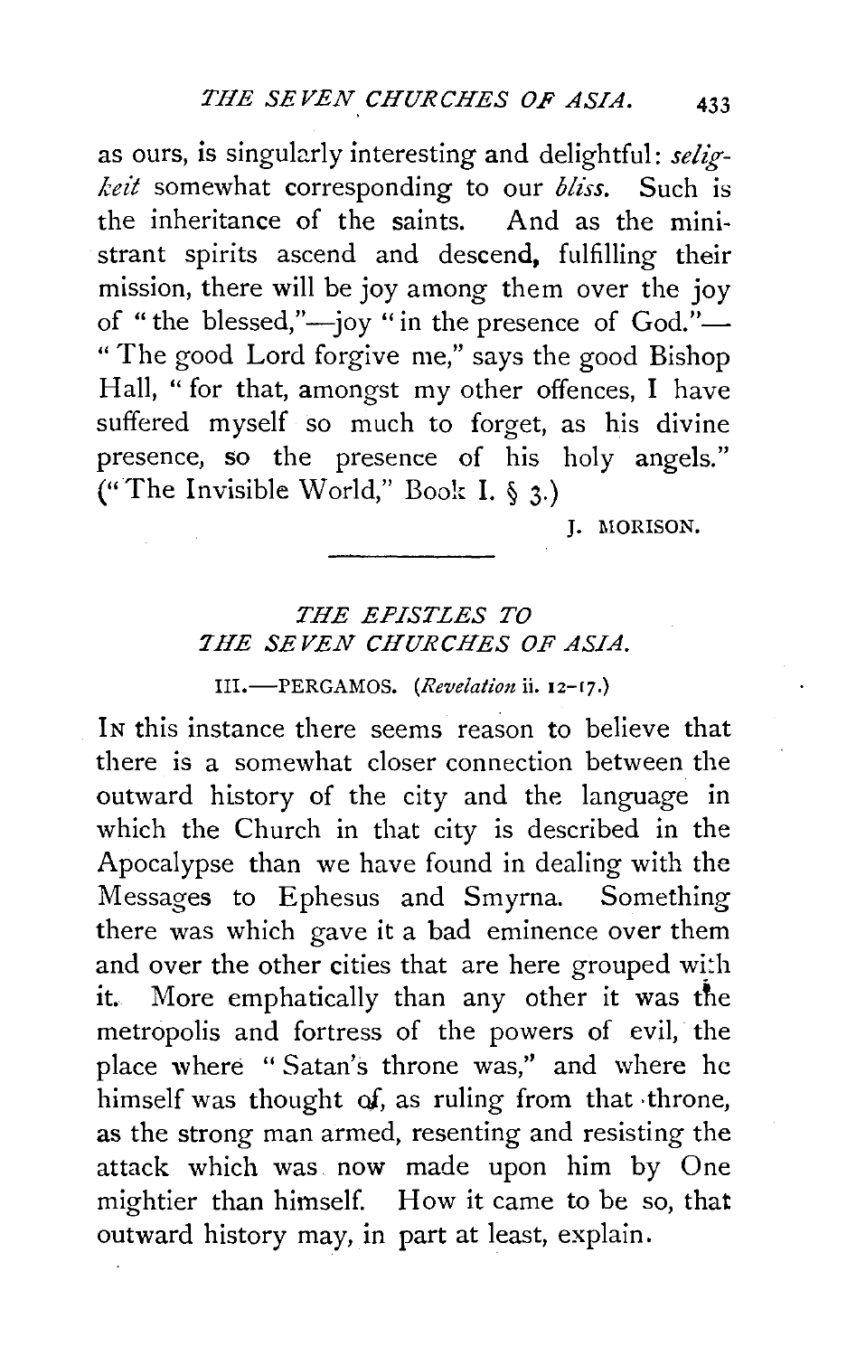as ours, is singularly interesting and delightful: *seligkeit* somewhat corresponding to our *bliss*. Such is the inheritance of the saints. And as the ministrant spirits ascend and descend, fulfilling their mission, there will be joy among them over the joy of "the blessed,"—joy "in the presence of God."—"The good Lord forgive me," says the good Bishop Hall, "for that, amongst my other offences, I have suffered myself so much to forget, as his divine presence, so the presence of his holy angels." ("The Invisible World," Book I. § 3.)

J. MORISON.

---

## *THE EPISTLES TO THE SEVEN CHURCHES OF ASIA.*

### III.—PERGAMOS. (*Revelation* ii. 12–17.)

IN this instance there seems reason to believe that there is a somewhat closer connection between the outward history of the city and the language in which the Church in that city is described in the Apocalypse than we have found in dealing with the Messages to Ephesus and Smyrna. Something there was which gave it a bad eminence over them and over the other cities that are here grouped with it. More emphatically than any other it was the metropolis and fortress of the powers of evil, the place where "Satan's throne was," and where he himself was thought of, as ruling from that throne, as the strong man armed, resenting and resisting the attack which was now made upon him by One mightier than himself. How it came to be so, that outward history may, in part at least, explain.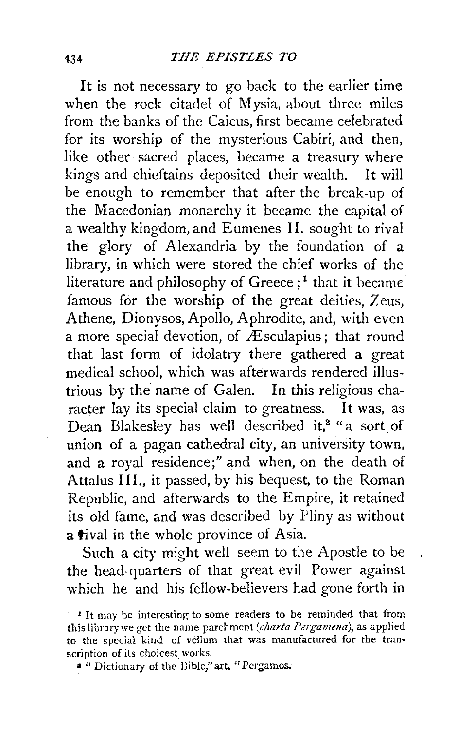It is not necessary to go back to the earlier time when the rock citadel of Mysia, about three miles from the banks of the Caicus, first became celebrated for its worship of the mysterious Cabiri, and then, like other sacred places, became a treasury where kings and chieftains deposited their wealth. It will be enough to remember that after the break-up of the Macedonian monarchy it became the capital of a wealthy kingdom, and Eumenes II. sought to rival the glory of Alexandria by the foundation of a library, in which were stored the chief works of the literature and philosophy of Greece;[1] that it became famous for the worship of the great deities, Zeus, Athene, Dionysos, Apollo, Aphrodite, and, with even a more special devotion, of Æsculapius; that round that last form of idolatry there gathered a great medical school, which was afterwards rendered illustrious by the name of Galen. In this religious character lay its special claim to greatness. It was, as Dean Blakesley has well described it,[2] "a sort of union of a pagan cathedral city, an university town, and a royal residence;" and when, on the death of Attalus III., it passed, by his bequest, to the Roman Republic, and afterwards to the Empire, it retained its old fame, and was described by Pliny as without a rival in the whole province of Asia.

Such a city might well seem to the Apostle to be the head-quarters of that great evil Power against which he and his fellow-believers had gone forth in

[1] It may be interesting to some readers to be reminded that from this library we get the name parchment (*charta Pergamena*), as applied to the special kind of vellum that was manufactured for the transcription of its choicest works.

[2] "Dictionary of the Bible," art. "Pergamos.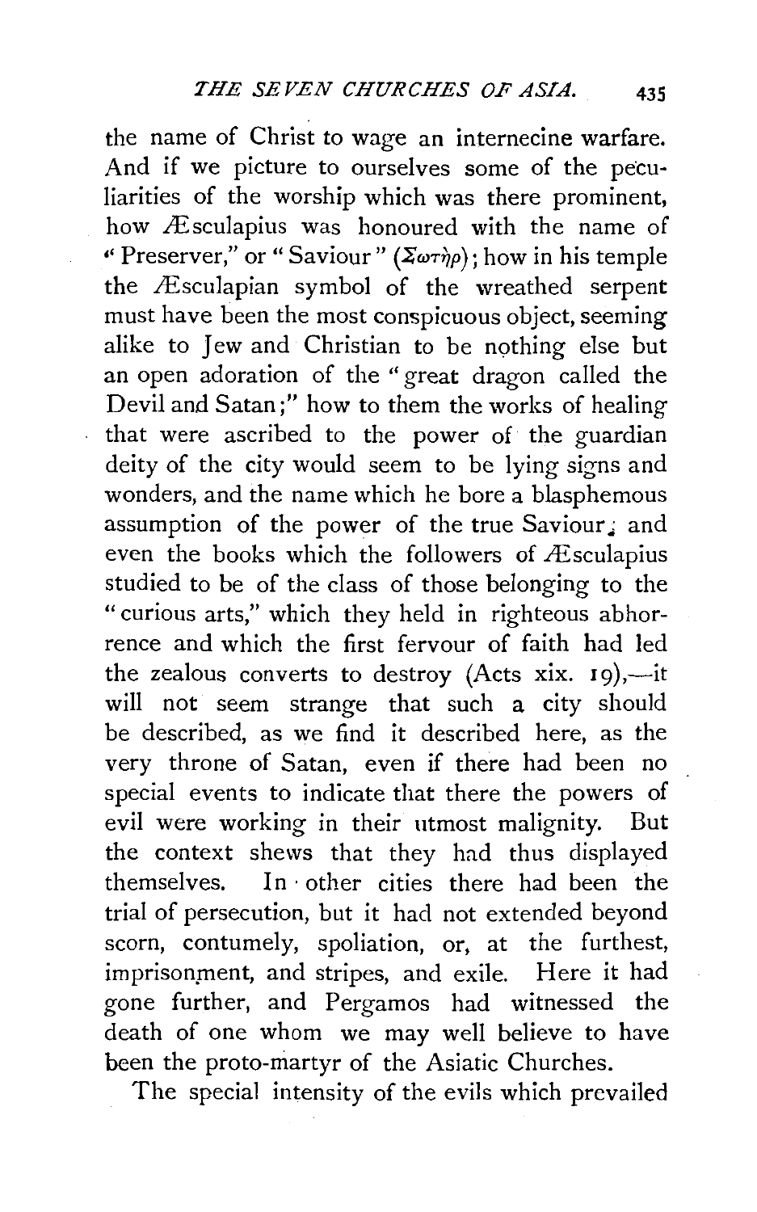the name of Christ to wage an internecine warfare. And if we picture to ourselves some of the peculiarities of the worship which was there prominent, how Æsculapius was honoured with the name of "Preserver," or "Saviour" (Σωτὴρ); how in his temple the Æsculapian symbol of the wreathed serpent must have been the most conspicuous object, seeming alike to Jew and Christian to be nothing else but an open adoration of the "great dragon called the Devil and Satan;" how to them the works of healing that were ascribed to the power of the guardian deity of the city would seem to be lying signs and wonders, and the name which he bore a blasphemous assumption of the power of the true Saviour; and even the books which the followers of Æsculapius studied to be of the class of those belonging to the "curious arts," which they held in righteous abhorrence and which the first fervour of faith had led the zealous converts to destroy (Acts xix. 19),—it will not seem strange that such a city should be described, as we find it described here, as the very throne of Satan, even if there had been no special events to indicate that there the powers of evil were working in their utmost malignity. But the context shews that they had thus displayed themselves. In other cities there had been the trial of persecution, but it had not extended beyond scorn, contumely, spoliation, or, at the furthest, imprisonment, and stripes, and exile. Here it had gone further, and Pergamos had witnessed the death of one whom we may well believe to have been the proto-martyr of the Asiatic Churches.

The special intensity of the evils which prevailed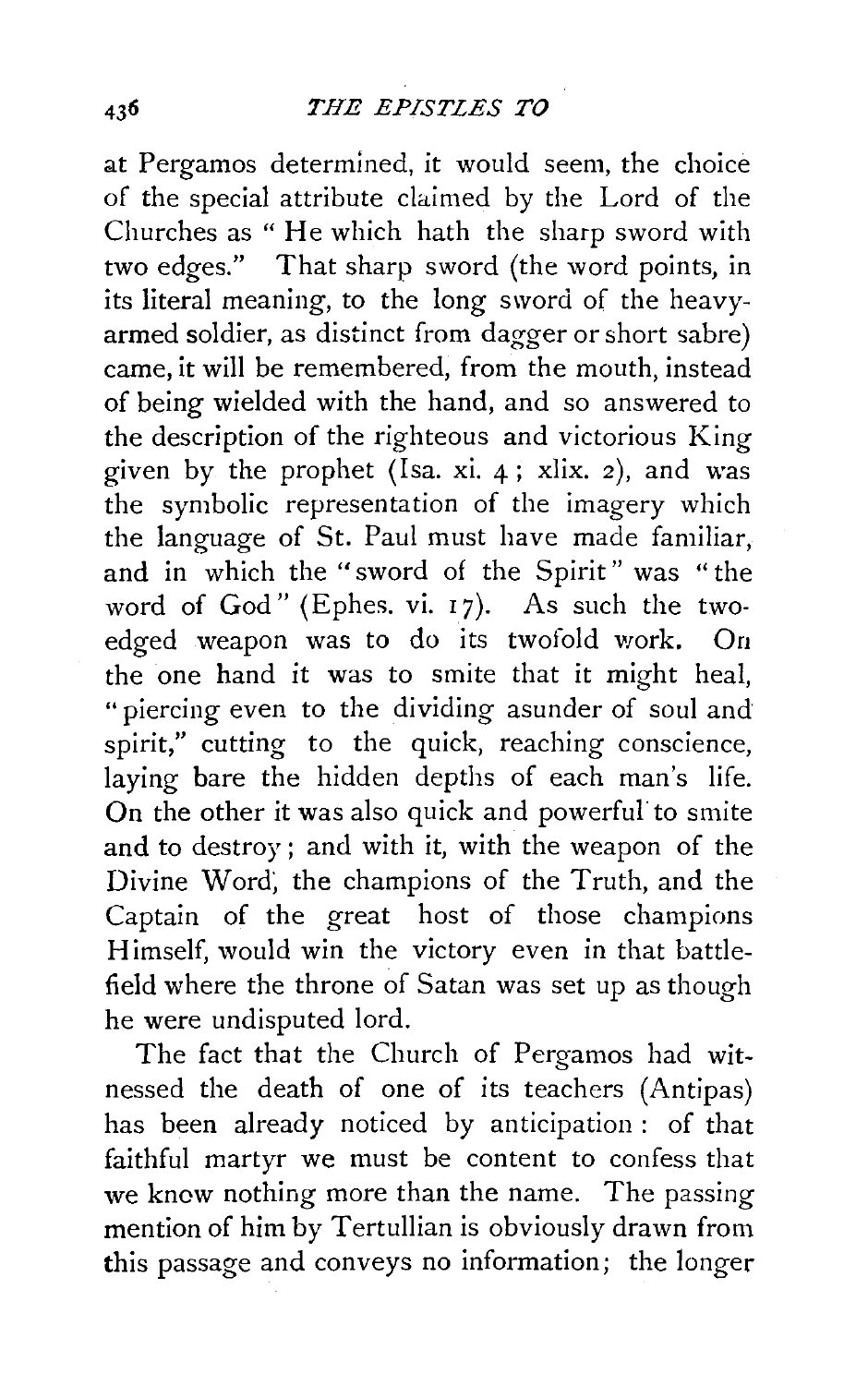at Pergamos determined, it would seem, the choice of the special attribute claimed by the Lord of the Churches as " He which hath the sharp sword with two edges." That sharp sword (the word points, in its literal meaning, to the long sword of the heavy-armed soldier, as distinct from dagger or short sabre) came, it will be remembered, from the mouth, instead of being wielded with the hand, and so answered to the description of the righteous and victorious King given by the prophet (Isa. xi. 4; xlix. 2), and was the symbolic representation of the imagery which the language of St. Paul must have made familiar, and in which the "sword of the Spirit" was "the word of God" (Ephes. vi. 17). As such the two-edged weapon was to do its twofold work. On the one hand it was to smite that it might heal, "piercing even to the dividing asunder of soul and spirit," cutting to the quick, reaching conscience, laying bare the hidden depths of each man's life. On the other it was also quick and powerful to smite and to destroy; and with it, with the weapon of the Divine Word, the champions of the Truth, and the Captain of the great host of those champions Himself, would win the victory even in that battle-field where the throne of Satan was set up as though he were undisputed lord.

The fact that the Church of Pergamos had witnessed the death of one of its teachers (Antipas) has been already noticed by anticipation: of that faithful martyr we must be content to confess that we know nothing more than the name. The passing mention of him by Tertullian is obviously drawn from this passage and conveys no information; the longer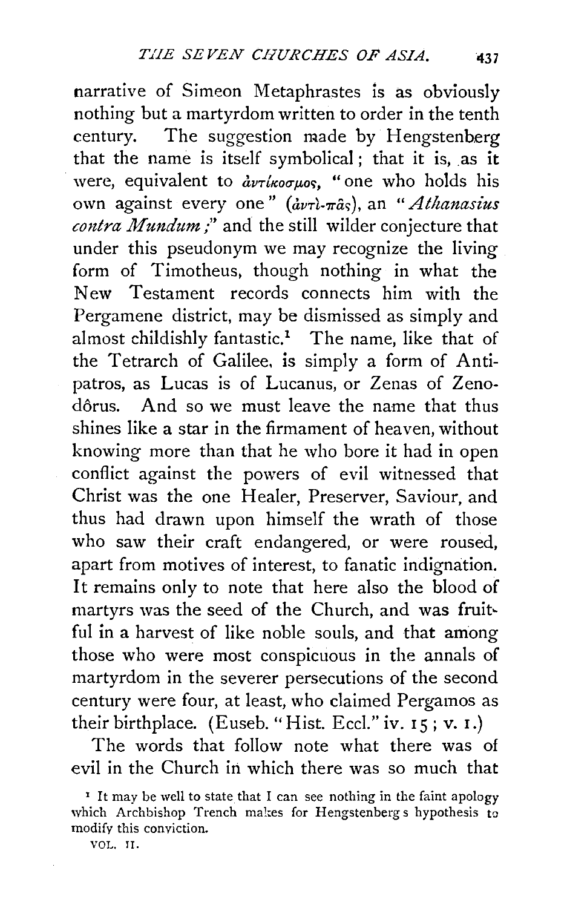narrative of Simeon Metaphrastes is as obviously nothing but a martyrdom written to order in the tenth century. The suggestion made by Hengstenberg that the name is itself symbolical; that it is, as it were, equivalent to ἀντίκοσμος, "one who holds his own against every one" (ἀντὶ-πᾶς), an "*Athanasius contra Mundum*;" and the still wilder conjecture that under this pseudonym we may recognize the living form of Timotheus, though nothing in what the New Testament records connects him with the Pergamene district, may be dismissed as simply and almost childishly fantastic.[1] The name, like that of the Tetrarch of Galilee, is simply a form of Antipatros, as Lucas is of Lucanus, or Zenas of Zenodôrus. And so we must leave the name that thus shines like a star in the firmament of heaven, without knowing more than that he who bore it had in open conflict against the powers of evil witnessed that Christ was the one Healer, Preserver, Saviour, and thus had drawn upon himself the wrath of those who saw their craft endangered, or were roused, apart from motives of interest, to fanatic indignation. It remains only to note that here also the blood of martyrs was the seed of the Church, and was fruitful in a harvest of like noble souls, and that among those who were most conspicuous in the annals of martyrdom in the severer persecutions of the second century were four, at least, who claimed Pergamos as their birthplace. (Euseb. "Hist. Eccl." iv. 15; v. 1.)

The words that follow note what there was of evil in the Church in which there was so much that

[1] It may be well to state that I can see nothing in the faint apology which Archbishop Trench makes for Hengstenberg's hypothesis to modify this conviction.

VOL. II.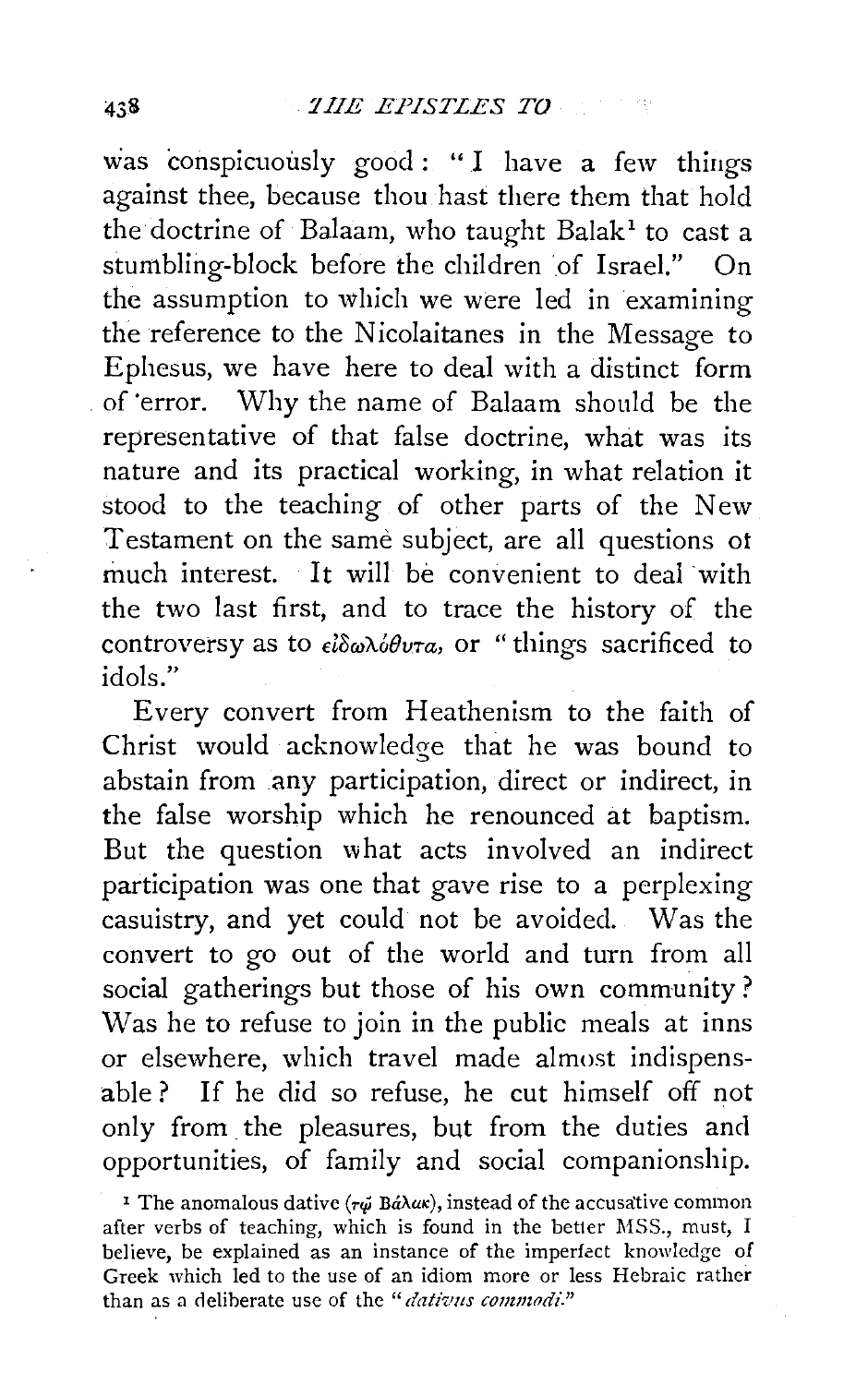was conspicuously good: "I have a few things against thee, because thou hast there them that hold the doctrine of Balaam, who taught Balak[1] to cast a stumbling-block before the children of Israel." On the assumption to which we were led in examining the reference to the Nicolaitanes in the Message to Ephesus, we have here to deal with a distinct form of error. Why the name of Balaam should be the representative of that false doctrine, what was its nature and its practical working, in what relation it stood to the teaching of other parts of the New Testament on the same subject, are all questions of much interest. It will be convenient to deal with the two last first, and to trace the history of the controversy as to εἰδωλόθυτα, or "things sacrificed to idols."

Every convert from Heathenism to the faith of Christ would acknowledge that he was bound to abstain from any participation, direct or indirect, in the false worship which he renounced at baptism. But the question what acts involved an indirect participation was one that gave rise to a perplexing casuistry, and yet could not be avoided. Was the convert to go out of the world and turn from all social gatherings but those of his own community? Was he to refuse to join in the public meals at inns or elsewhere, which travel made almost indispensable? If he did so refuse, he cut himself off not only from the pleasures, but from the duties and opportunities, of family and social companionship.

[1] The anomalous dative (τῷ Βάλακ), instead of the accusative common after verbs of teaching, which is found in the better MSS., must, I believe, be explained as an instance of the imperfect knowledge of Greek which led to the use of an idiom more or less Hebraic rather than as a deliberate use of the "*dativus commodi*."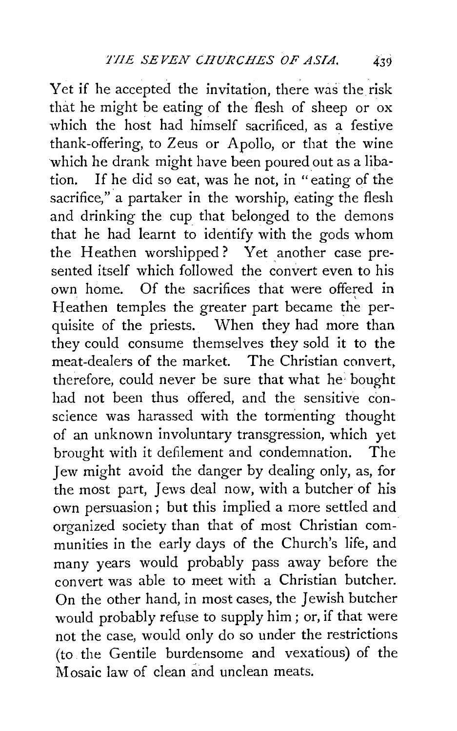Yet if he accepted the invitation, there was the risk that he might be eating of the flesh of sheep or ox which the host had himself sacrificed, as a festive thank-offering, to Zeus or Apollo, or that the wine which he drank might have been poured out as a libation. If he did so eat, was he not, in "eating of the sacrifice," a partaker in the worship, eating the flesh and drinking the cup that belonged to the demons that he had learnt to identify with the gods whom the Heathen worshipped? Yet another case presented itself which followed the convert even to his own home. Of the sacrifices that were offered in Heathen temples the greater part became the perquisite of the priests. When they had more than they could consume themselves they sold it to the meat-dealers of the market. The Christian convert, therefore, could never be sure that what he bought had not been thus offered, and the sensitive conscience was harassed with the tormenting thought of an unknown involuntary transgression, which yet brought with it defilement and condemnation. The Jew might avoid the danger by dealing only, as, for the most part, Jews deal now, with a butcher of his own persuasion; but this implied a more settled and organized society than that of most Christian communities in the early days of the Church's life, and many years would probably pass away before the convert was able to meet with a Christian butcher. On the other hand, in most cases, the Jewish butcher would probably refuse to supply him; or, if that were not the case, would only do so under the restrictions (to the Gentile burdensome and vexatious) of the Mosaic law of clean and unclean meats.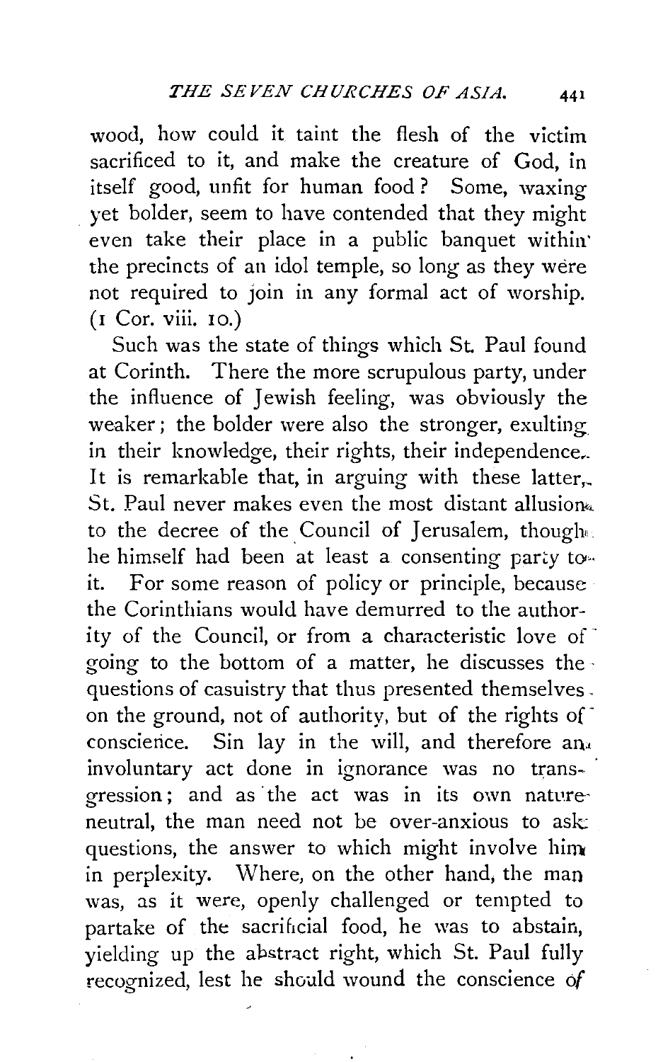wood, how could it taint the flesh of the victim sacrificed to it, and make the creature of God, in itself good, unfit for human food? Some, waxing yet bolder, seem to have contended that they might even take their place in a public banquet within the precincts of an idol temple, so long as they were not required to join in any formal act of worship. (1 Cor. viii. 10.)

Such was the state of things which St. Paul found at Corinth. There the more scrupulous party, under the influence of Jewish feeling, was obviously the weaker; the bolder were also the stronger, exulting in their knowledge, their rights, their independence. It is remarkable that, in arguing with these latter, St. Paul never makes even the most distant allusion to the decree of the Council of Jerusalem, though he himself had been at least a consenting party to it. For some reason of policy or principle, because the Corinthians would have demurred to the authority of the Council, or from a characteristic love of going to the bottom of a matter, he discusses the questions of casuistry that thus presented themselves on the ground, not of authority, but of the rights of conscience. Sin lay in the will, and therefore an involuntary act done in ignorance was no transgression; and as the act was in its own nature neutral, the man need not be over-anxious to ask questions, the answer to which might involve him in perplexity. Where, on the other hand, the man was, as it were, openly challenged or tempted to partake of the sacrificial food, he was to abstain, yielding up the abstract right, which St. Paul fully recognized, lest he should wound the conscience of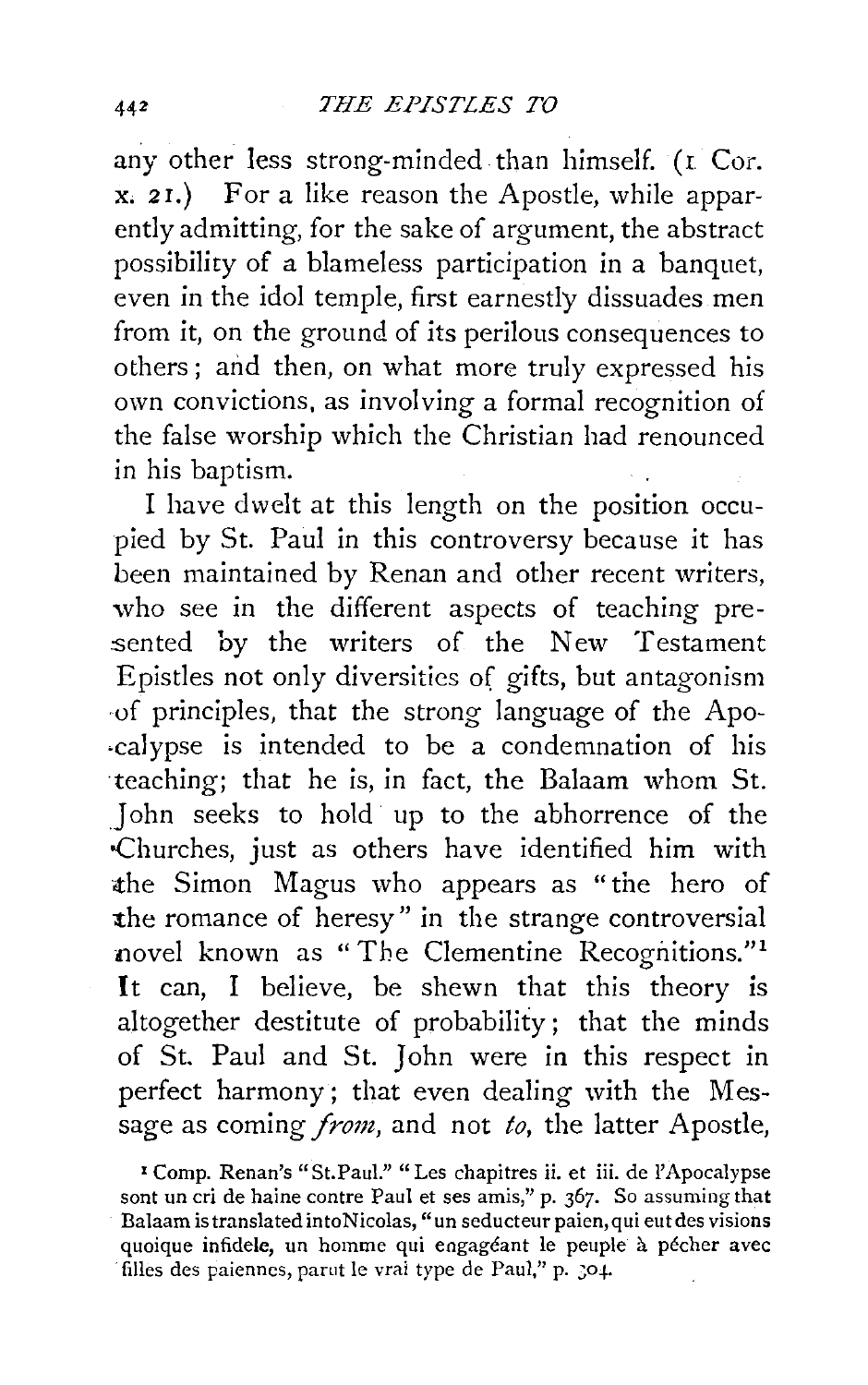any other less strong-minded than himself. (1 Cor. x. 21.) For a like reason the Apostle, while apparently admitting, for the sake of argument, the abstract possibility of a blameless participation in a banquet, even in the idol temple, first earnestly dissuades men from it, on the ground of its perilous consequences to others; and then, on what more truly expressed his own convictions, as involving a formal recognition of the false worship which the Christian had renounced in his baptism.

I have dwelt at this length on the position occupied by St. Paul in this controversy because it has been maintained by Renan and other recent writers, who see in the different aspects of teaching presented by the writers of the New Testament Epistles not only diversities of gifts, but antagonism of principles, that the strong language of the Apocalypse is intended to be a condemnation of his teaching; that he is, in fact, the Balaam whom St. John seeks to hold up to the abhorrence of the Churches, just as others have identified him with the Simon Magus who appears as "the hero of the romance of heresy" in the strange controversial novel known as "The Clementine Recognitions."[1] It can, I believe, be shewn that this theory is altogether destitute of probability; that the minds of St. Paul and St. John were in this respect in perfect harmony; that even dealing with the Message as coming *from*, and not *to*, the latter Apostle,

[1] Comp. Renan's "St.Paul." "Les chapitres ii. et iii. de l'Apocalypse sont un cri de haine contre Paul et ses amis," p. 367. So assuming that Balaam is translated into Nicolas, "un seducteur paien, qui eut des visions quoique infidele, un homme qui engageant le peuple à pécher avec filles des paiennes, parut le vrai type de Paul," p. 304.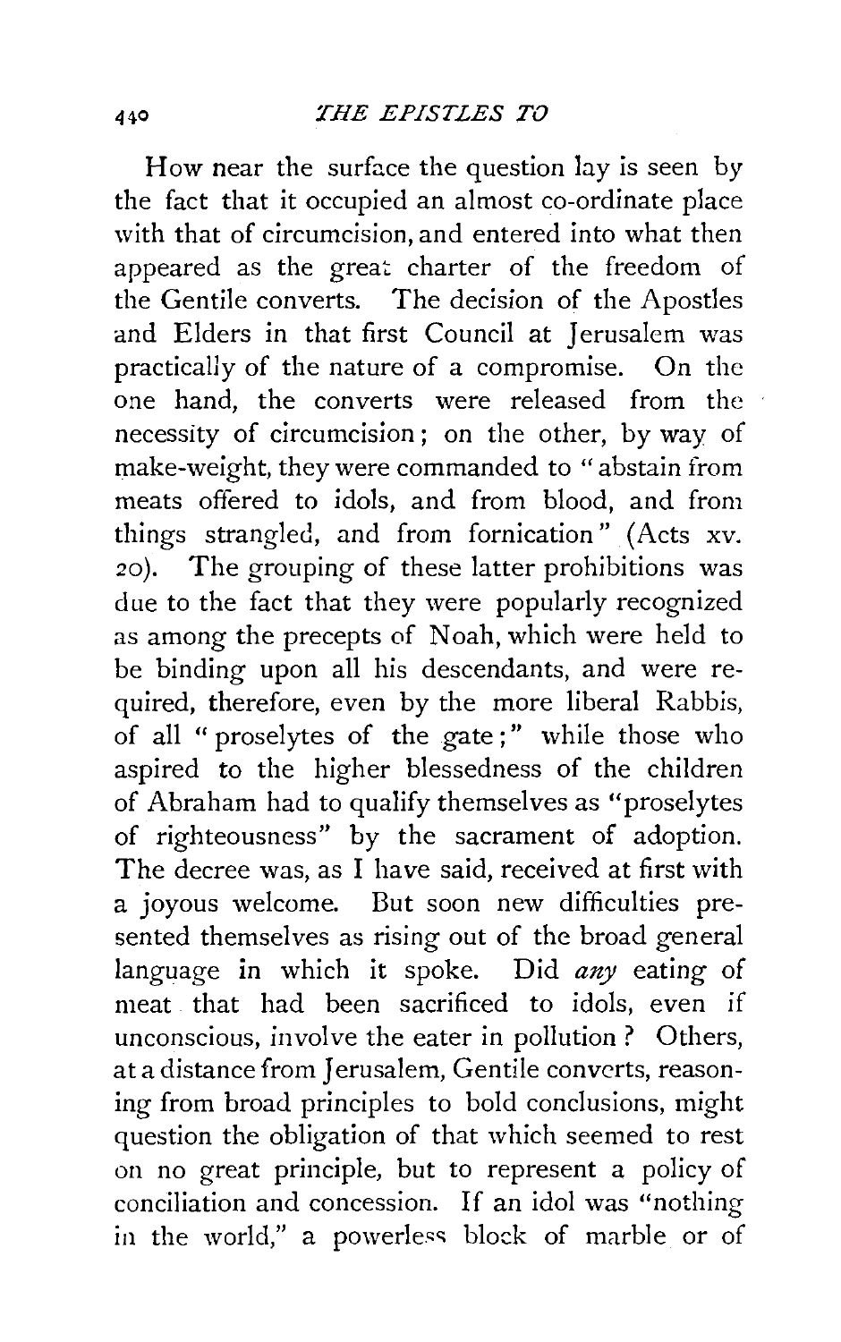How near the surface the question lay is seen by the fact that it occupied an almost co-ordinate place with that of circumcision, and entered into what then appeared as the great charter of the freedom of the Gentile converts. The decision of the Apostles and Elders in that first Council at Jerusalem was practically of the nature of a compromise. On the one hand, the converts were released from the necessity of circumcision; on the other, by way of make-weight, they were commanded to "abstain from meats offered to idols, and from blood, and from things strangled, and from fornication" (Acts xv. 20). The grouping of these latter prohibitions was due to the fact that they were popularly recognized as among the precepts of Noah, which were held to be binding upon all his descendants, and were required, therefore, even by the more liberal Rabbis, of all "proselytes of the gate;" while those who aspired to the higher blessedness of the children of Abraham had to qualify themselves as "proselytes of righteousness" by the sacrament of adoption. The decree was, as I have said, received at first with a joyous welcome. But soon new difficulties presented themselves as rising out of the broad general language in which it spoke. Did *any* eating of meat that had been sacrificed to idols, even if unconscious, involve the eater in pollution? Others, at a distance from Jerusalem, Gentile converts, reasoning from broad principles to bold conclusions, might question the obligation of that which seemed to rest on no great principle, but to represent a policy of conciliation and concession. If an idol was "nothing in the world," a powerless block of marble or of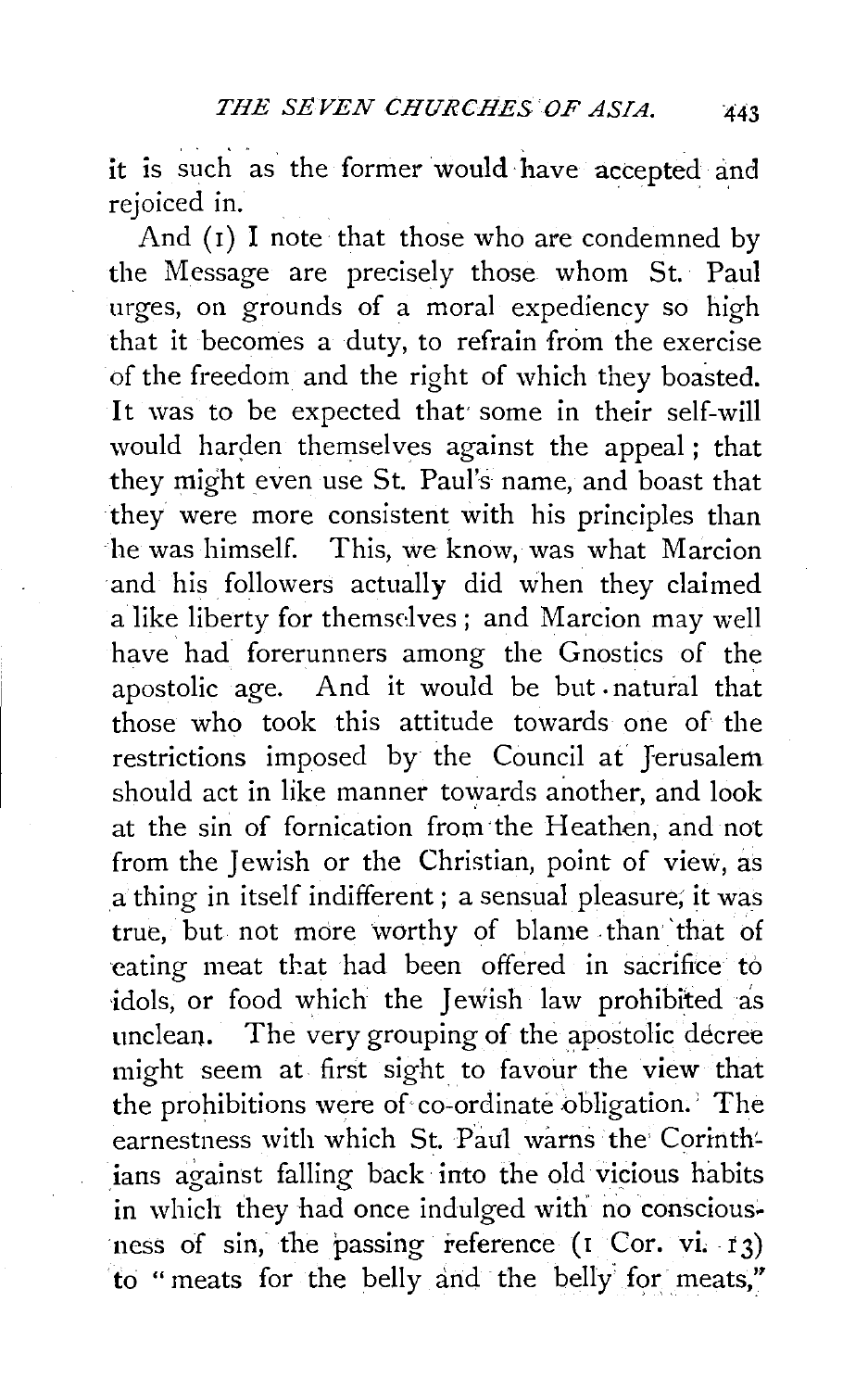it is such as the former would have accepted and rejoiced in.

And (1) I note that those who are condemned by the Message are precisely those whom St. Paul urges, on grounds of a moral expediency so high that it becomes a duty, to refrain from the exercise of the freedom and the right of which they boasted. It was to be expected that some in their self-will would harden themselves against the appeal; that they might even use St. Paul's name, and boast that they were more consistent with his principles than he was himself. This, we know, was what Marcion and his followers actually did when they claimed a like liberty for themselves; and Marcion may well have had forerunners among the Gnostics of the apostolic age. And it would be but natural that those who took this attitude towards one of the restrictions imposed by the Council at Jerusalem should act in like manner towards another, and look at the sin of fornication from the Heathen, and not from the Jewish or the Christian, point of view, as a thing in itself indifferent; a sensual pleasure, it was true, but not more worthy of blame than that of eating meat that had been offered in sacrifice to idols, or food which the Jewish law prohibited as unclean. The very grouping of the apostolic decree might seem at first sight to favour the view that the prohibitions were of co-ordinate obligation. The earnestness with which St. Paul warns the Corinthians against falling back into the old vicious habits in which they had once indulged with no consciousness of sin, the passing reference (1 Cor. vi. 13) to "meats for the belly and the belly for meats,"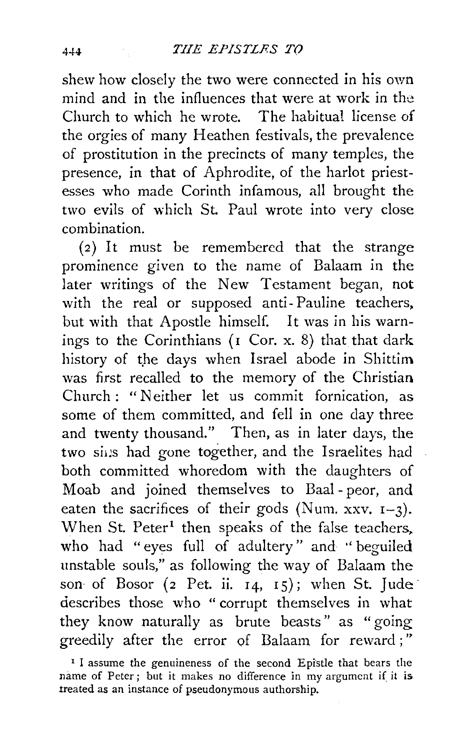shew how closely the two were connected in his own mind and in the influences that were at work in the Church to which he wrote. The habitual license of the orgies of many Heathen festivals, the prevalence of prostitution in the precincts of many temples, the presence, in that of Aphrodite, of the harlot priestesses who made Corinth infamous, all brought the two evils of which St. Paul wrote into very close combination.

(2) It must be remembered that the strange prominence given to the name of Balaam in the later writings of the New Testament began, not with the real or supposed anti-Pauline teachers, but with that Apostle himself. It was in his warnings to the Corinthians (1 Cor. x. 8) that that dark history of the days when Israel abode in Shittim was first recalled to the memory of the Christian Church: "Neither let us commit fornication, as some of them committed, and fell in one day three and twenty thousand." Then, as in later days, the two sins had gone together, and the Israelites had both committed whoredom with the daughters of Moab and joined themselves to Baal-peor, and eaten the sacrifices of their gods (Num. xxv. 1–3). When St. Peter[1] then speaks of the false teachers, who had "eyes full of adultery" and "beguiled unstable souls," as following the way of Balaam the son of Bosor (2 Pet. ii. 14, 15); when St. Jude describes those who "corrupt themselves in what they know naturally as brute beasts" as "going greedily after the error of Balaam for reward;"

[1] I assume the genuineness of the second Epistle that bears the name of Peter; but it makes no difference in my argument if it is treated as an instance of pseudonymous authorship.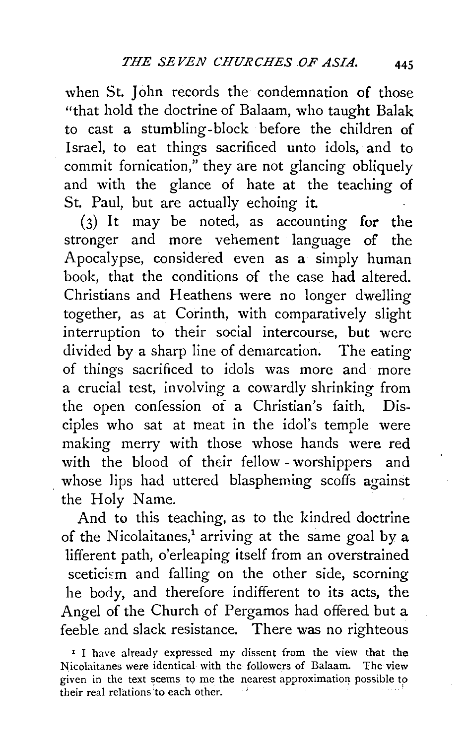when St. John records the condemnation of those "that hold the doctrine of Balaam, who taught Balak to cast a stumbling-block before the children of Israel, to eat things sacrificed unto idols, and to commit fornication," they are not glancing obliquely and with the glance of hate at the teaching of St. Paul, but are actually echoing it.

(3) It may be noted, as accounting for the stronger and more vehement language of the Apocalypse, considered even as a simply human book, that the conditions of the case had altered. Christians and Heathens were no longer dwelling together, as at Corinth, with comparatively slight interruption to their social intercourse, but were divided by a sharp line of demarcation. The eating of things sacrificed to idols was more and more a crucial test, involving a cowardly shrinking from the open confession of a Christian's faith. Disciples who sat at meat in the idol's temple were making merry with those whose hands were red with the blood of their fellow-worshippers and whose lips had uttered blaspheming scoffs against the Holy Name.

And to this teaching, as to the kindred doctrine of the Nicolaitanes,[1] arriving at the same goal by a lifferent path, o'erleaping itself from an overstrained sceticism and falling on the other side, scorning he body, and therefore indifferent to its acts, the Angel of the Church of Pergamos had offered but a feeble and slack resistance. There was no righteous

[1] I have already expressed my dissent from the view that the Nicolaitanes were identical with the followers of Balaam. The view given in the text seems to me the nearest approximation possible to their real relations to each other.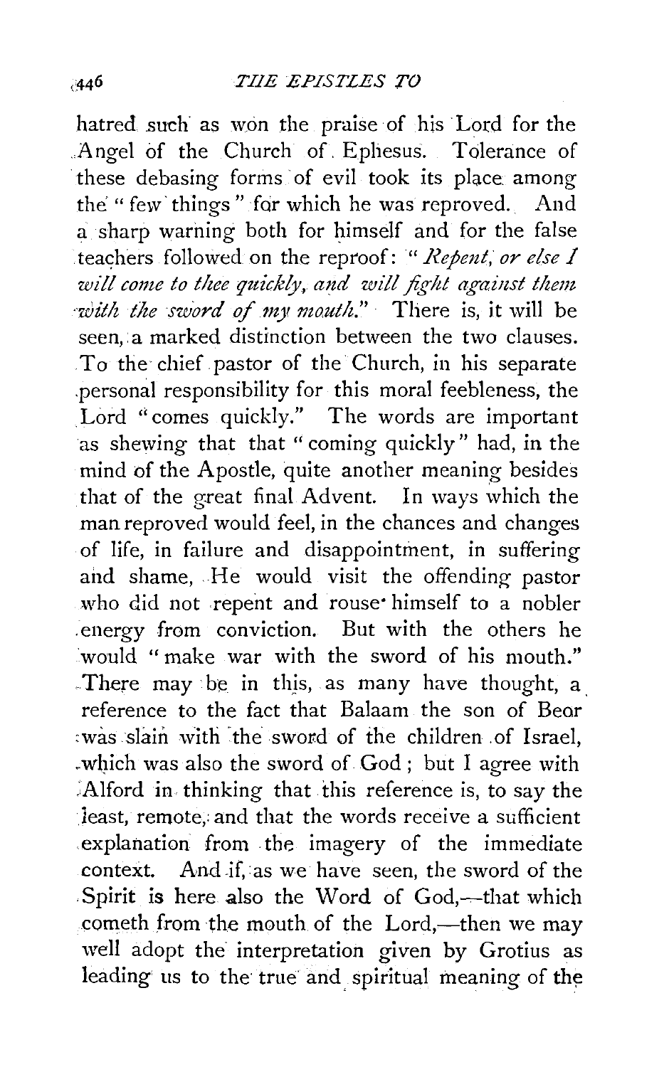hatred such as won the praise of his Lord for the Angel of the Church of Ephesus. Tolerance of these debasing forms of evil took its place among the "few things" for which he was reproved. And a sharp warning both for himself and for the false teachers followed on the reproof: "*Repent, or else I will come to thee quickly, and will fight against them with the sword of my mouth.*" There is, it will be seen, a marked distinction between the two clauses. To the chief pastor of the Church, in his separate personal responsibility for this moral feebleness, the Lord "comes quickly." The words are important as shewing that that "coming quickly" had, in the mind of the Apostle, quite another meaning besides that of the great final Advent. In ways which the man reproved would feel, in the chances and changes of life, in failure and disappointment, in suffering and shame, He would visit the offending pastor who did not repent and rouse himself to a nobler energy from conviction. But with the others he would "make war with the sword of his mouth." There may be in this, as many have thought, a reference to the fact that Balaam the son of Beor was slain with the sword of the children of Israel, which was also the sword of God; but I agree with Alford in thinking that this reference is, to say the least, remote, and that the words receive a sufficient explanation from the imagery of the immediate context. And if, as we have seen, the sword of the Spirit is here also the Word of God,—that which cometh from the mouth of the Lord,—then we may well adopt the interpretation given by Grotius as leading us to the true and spiritual meaning of the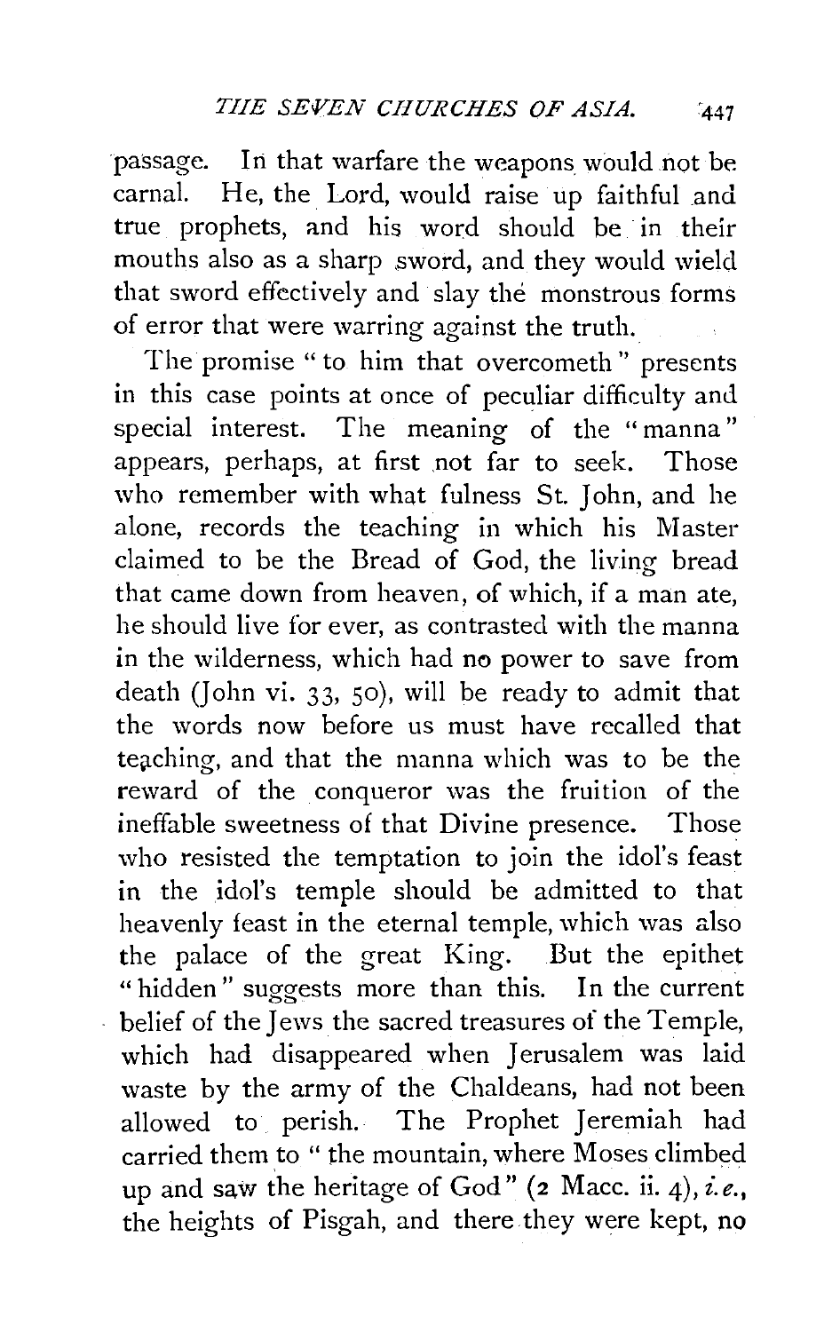passage. In that warfare the weapons would not be carnal. He, the Lord, would raise up faithful and true prophets, and his word should be in their mouths also as a sharp sword, and they would wield that sword effectively and slay the monstrous forms of error that were warring against the truth.

The promise "to him that overcometh" presents in this case points at once of peculiar difficulty and special interest. The meaning of the "manna" appears, perhaps, at first not far to seek. Those who remember with what fulness St. John, and he alone, records the teaching in which his Master claimed to be the Bread of God, the living bread that came down from heaven, of which, if a man ate, he should live for ever, as contrasted with the manna in the wilderness, which had no power to save from death (John vi. 33, 50), will be ready to admit that the words now before us must have recalled that teaching, and that the manna which was to be the reward of the conqueror was the fruition of the ineffable sweetness of that Divine presence. Those who resisted the temptation to join the idol's feast in the idol's temple should be admitted to that heavenly feast in the eternal temple, which was also the palace of the great King. But the epithet "hidden" suggests more than this. In the current belief of the Jews the sacred treasures of the Temple, which had disappeared when Jerusalem was laid waste by the army of the Chaldeans, had not been allowed to perish. The Prophet Jeremiah had carried them to "the mountain, where Moses climbed up and saw the heritage of God" (2 Macc. ii. 4), *i.e.*, the heights of Pisgah, and there they were kept, no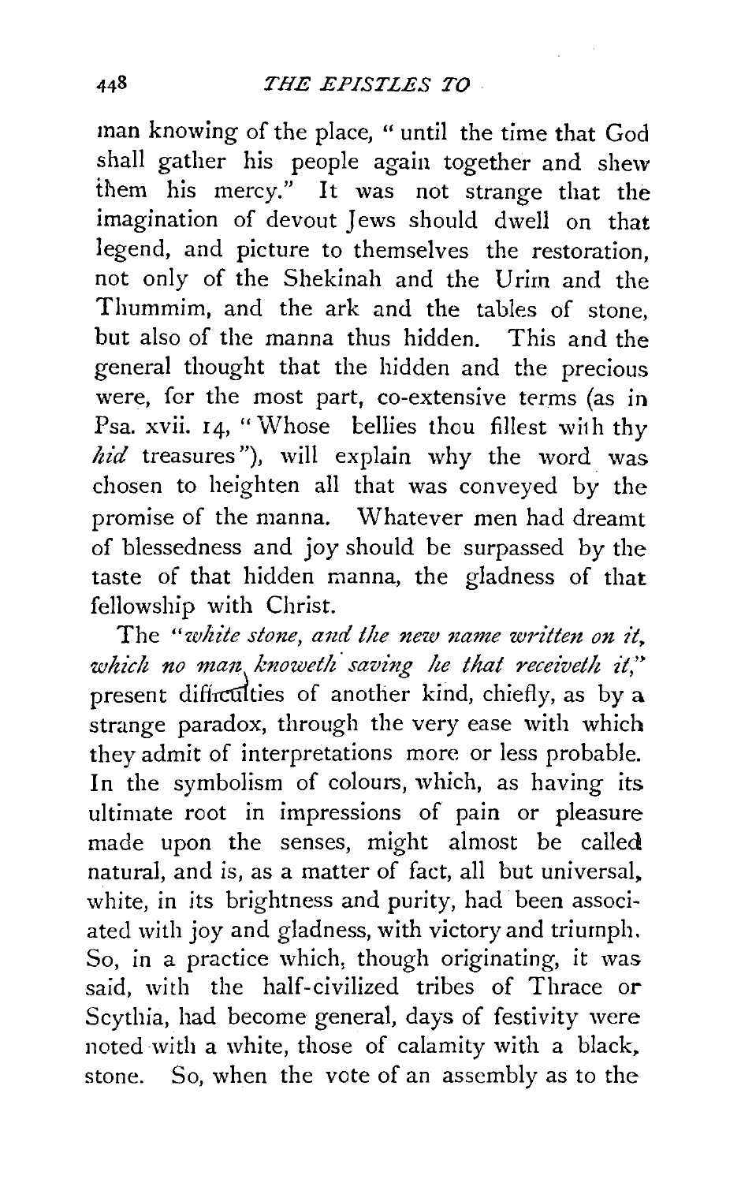man knowing of the place, "until the time that God shall gather his people again together and shew them his mercy." It was not strange that the imagination of devout Jews should dwell on that legend, and picture to themselves the restoration, not only of the Shekinah and the Urim and the Thummim, and the ark and the tables of stone, but also of the manna thus hidden. This and the general thought that the hidden and the precious were, for the most part, co-extensive terms (as in Psa. xvii. 14, "Whose bellies thou fillest with thy *hid* treasures"), will explain why the word was chosen to heighten all that was conveyed by the promise of the manna. Whatever men had dreamt of blessedness and joy should be surpassed by the taste of that hidden manna, the gladness of that fellowship with Christ.

The "*white stone, and the new name written on it, which no man knoweth saving he that receiveth it*," present difficulties of another kind, chiefly, as by a strange paradox, through the very ease with which they admit of interpretations more or less probable. In the symbolism of colours, which, as having its ultimate root in impressions of pain or pleasure made upon the senses, might almost be called natural, and is, as a matter of fact, all but universal, white, in its brightness and purity, had been associated with joy and gladness, with victory and triumph. So, in a practice which, though originating, it was said, with the half-civilized tribes of Thrace or Scythia, had become general, days of festivity were noted with a white, those of calamity with a black, stone. So, when the vote of an assembly as to the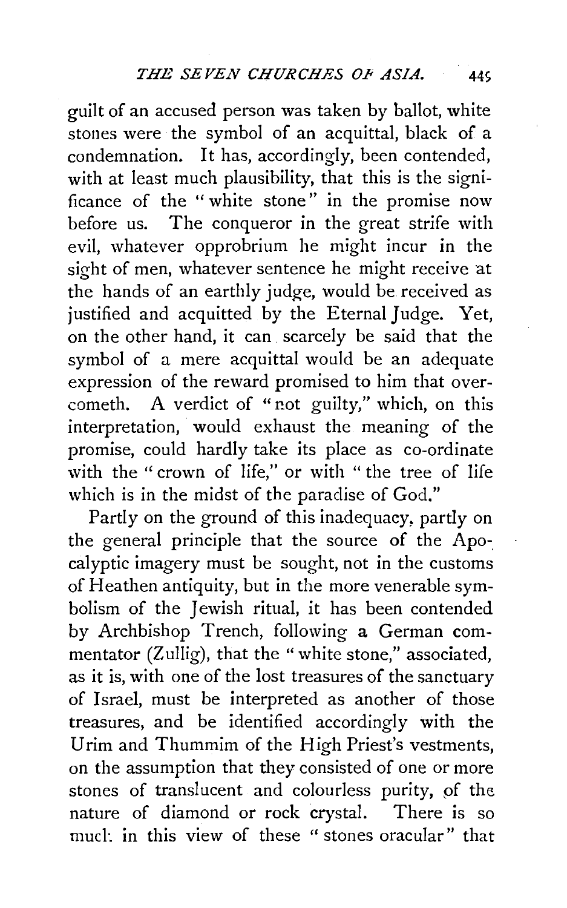guilt of an accused person was taken by ballot, white stones were the symbol of an acquittal, black of a condemnation. It has, accordingly, been contended, with at least much plausibility, that this is the significance of the "white stone" in the promise now before us. The conqueror in the great strife with evil, whatever opprobrium he might incur in the sight of men, whatever sentence he might receive at the hands of an earthly judge, would be received as justified and acquitted by the Eternal Judge. Yet, on the other hand, it can scarcely be said that the symbol of a mere acquittal would be an adequate expression of the reward promised to him that overcometh. A verdict of "not guilty," which, on this interpretation, would exhaust the meaning of the promise, could hardly take its place as co-ordinate with the "crown of life," or with "the tree of life which is in the midst of the paradise of God."

Partly on the ground of this inadequacy, partly on the general principle that the source of the Apocalyptic imagery must be sought, not in the customs of Heathen antiquity, but in the more venerable symbolism of the Jewish ritual, it has been contended by Archbishop Trench, following a German commentator (Zullig), that the "white stone," associated, as it is, with one of the lost treasures of the sanctuary of Israel, must be interpreted as another of those treasures, and be identified accordingly with the Urim and Thummim of the High Priest's vestments, on the assumption that they consisted of one or more stones of translucent and colourless purity, of the nature of diamond or rock crystal. There is so much in this view of these "stones oracular" that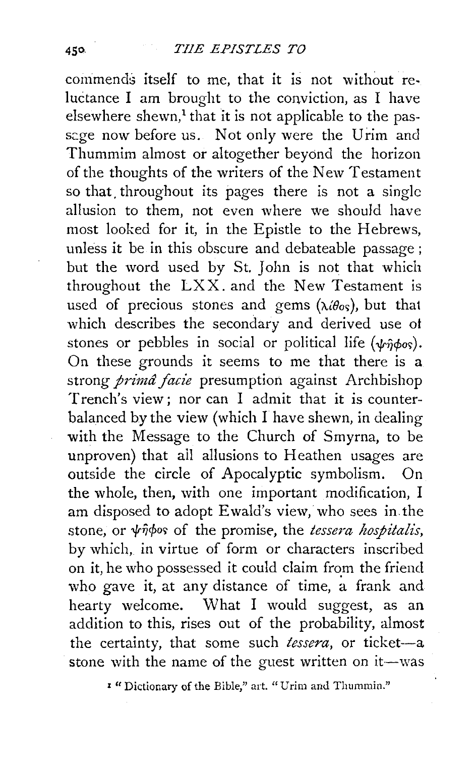commends itself to me, that it is not without reluctance I am brought to the conviction, as I have elsewhere shewn,[1] that it is not applicable to the passage now before us. Not only were the Urim and Thummim almost or altogether beyond the horizon of the thoughts of the writers of the New Testament so that throughout its pages there is not a single allusion to them, not even where we should have most looked for it, in the Epistle to the Hebrews, unless it be in this obscure and debateable passage; but the word used by St. John is not that which throughout the LXX. and the New Testament is used of precious stones and gems (λίθος), but that which describes the secondary and derived use of stones or pebbles in social or political life (ψῆφος). On these grounds it seems to me that there is a strong *primâ facie* presumption against Archbishop Trench's view; nor can I admit that it is counterbalanced by the view (which I have shewn, in dealing with the Message to the Church of Smyrna, to be unproven) that all allusions to Heathen usages are outside the circle of Apocalyptic symbolism. On the whole, then, with one important modification, I am disposed to adopt Ewald's view, who sees in the stone, or ψῆφος of the promise, the *tessera hospitalis*, by which, in virtue of form or characters inscribed on it, he who possessed it could claim from the friend who gave it, at any distance of time, a frank and hearty welcome. What I would suggest, as an addition to this, rises out of the probability, almost the certainty, that some such *tessera*, or ticket—a stone with the name of the guest written on it—was

[1] "Dictionary of the Bible," art. "Urim and Thummin."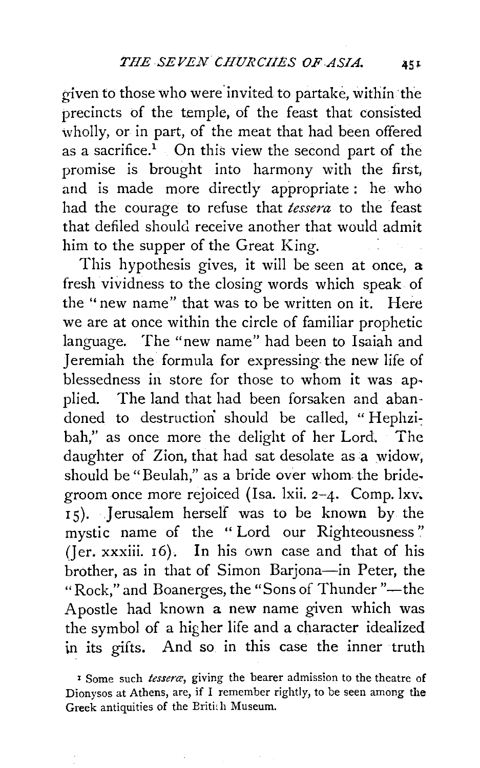given to those who were invited to partake, within the precincts of the temple, of the feast that consisted wholly, or in part, of the meat that had been offered as a sacrifice.[1] On this view the second part of the promise is brought into harmony with the first, and is made more directly appropriate: he who had the courage to refuse that *tessera* to the feast that defiled should receive another that would admit him to the supper of the Great King.

This hypothesis gives, it will be seen at once, a fresh vividness to the closing words which speak of the "new name" that was to be written on it. Here we are at once within the circle of familiar prophetic language. The "new name" had been to Isaiah and Jeremiah the formula for expressing the new life of blessedness in store for those to whom it was applied. The land that had been forsaken and abandoned to destruction should be called, "Hephzibah," as once more the delight of her Lord. The daughter of Zion, that had sat desolate as a widow, should be "Beulah," as a bride over whom the bridegroom once more rejoiced (Isa. lxii. 2–4. Comp. lxv. 15). Jerusalem herself was to be known by the mystic name of the "Lord our Righteousness" (Jer. xxxiii. 16). In his own case and that of his brother, as in that of Simon Barjona—in Peter, the "Rock," and Boanerges, the "Sons of Thunder"—the Apostle had known a new name given which was the symbol of a higher life and a character idealized in its gifts. And so in this case the inner truth

[1] Some such *tesseræ*, giving the bearer admission to the theatre of Dionysos at Athens, are, if I remember rightly, to be seen among the Greek antiquities of the British Museum.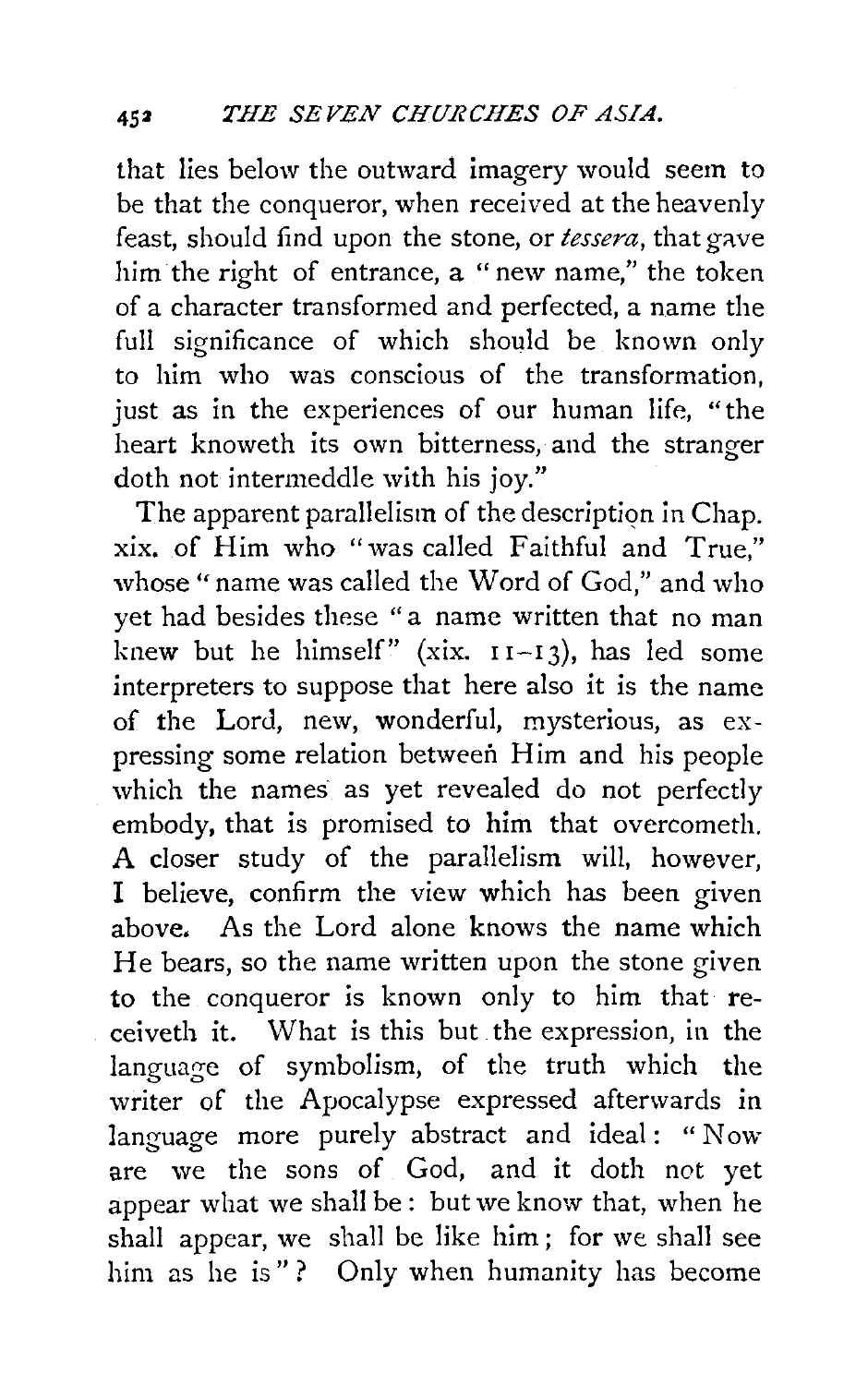that lies below the outward imagery would seem to be that the conqueror, when received at the heavenly feast, should find upon the stone, or *tessera*, that gave him the right of entrance, a "new name," the token of a character transformed and perfected, a name the full significance of which should be known only to him who was conscious of the transformation, just as in the experiences of our human life, "the heart knoweth its own bitterness, and the stranger doth not intermeddle with his joy."

The apparent parallelism of the description in Chap. xix. of Him who "was called Faithful and True," whose "name was called the Word of God," and who yet had besides these "a name written that no man knew but he himself" (xix. 11–13), has led some interpreters to suppose that here also it is the name of the Lord, new, wonderful, mysterious, as expressing some relation between Him and his people which the names as yet revealed do not perfectly embody, that is promised to him that overcometh. A closer study of the parallelism will, however, I believe, confirm the view which has been given above. As the Lord alone knows the name which He bears, so the name written upon the stone given to the conqueror is known only to him that receiveth it. What is this but the expression, in the language of symbolism, of the truth which the writer of the Apocalypse expressed afterwards in language more purely abstract and ideal: "Now are we the sons of God, and it doth not yet appear what we shall be: but we know that, when he shall appear, we shall be like him; for we shall see him as he is"? Only when humanity has become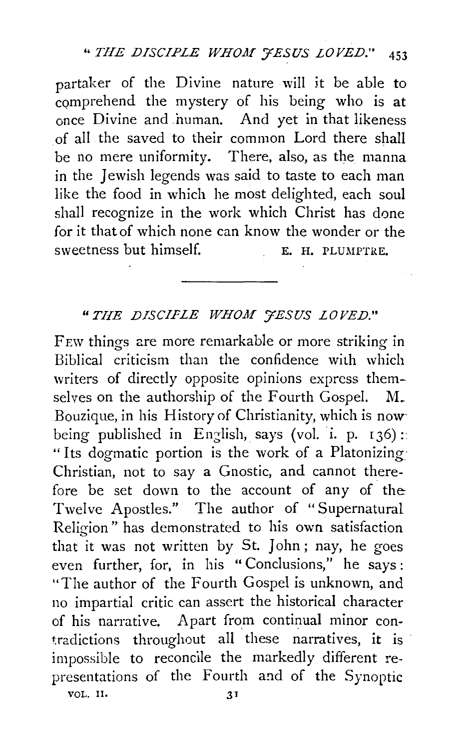partaker of the Divine nature will it be able to comprehend the mystery of his being who is at once Divine and human. And yet in that likeness of all the saved to their common Lord there shall be no mere uniformity. There, also, as the manna in the Jewish legends was said to taste to each man like the food in which he most delighted, each soul shall recognize in the work which Christ has done for it that of which none can know the wonder or the sweetness but himself.

E. H. PLUMPTRE.

---

## "*THE DISCIPLE WHOM JESUS LOVED.*"

FEW things are more remarkable or more striking in Biblical criticism than the confidence with which writers of directly opposite opinions express themselves on the authorship of the Fourth Gospel. M. Bouzique, in his History of Christianity, which is now being published in English, says (vol. i. p. 136): "Its dogmatic portion is the work of a Platonizing Christian, not to say a Gnostic, and cannot therefore be set down to the account of any of the Twelve Apostles." The author of "Supernatural Religion" has demonstrated to his own satisfaction that it was not written by St. John; nay, he goes even further, for, in his "Conclusions," he says: "The author of the Fourth Gospel is unknown, and no impartial critic can assert the historical character of his narrative. Apart from continual minor contradictions throughout all these narratives, it is impossible to reconcile the markedly different representations of the Fourth and of the Synoptic